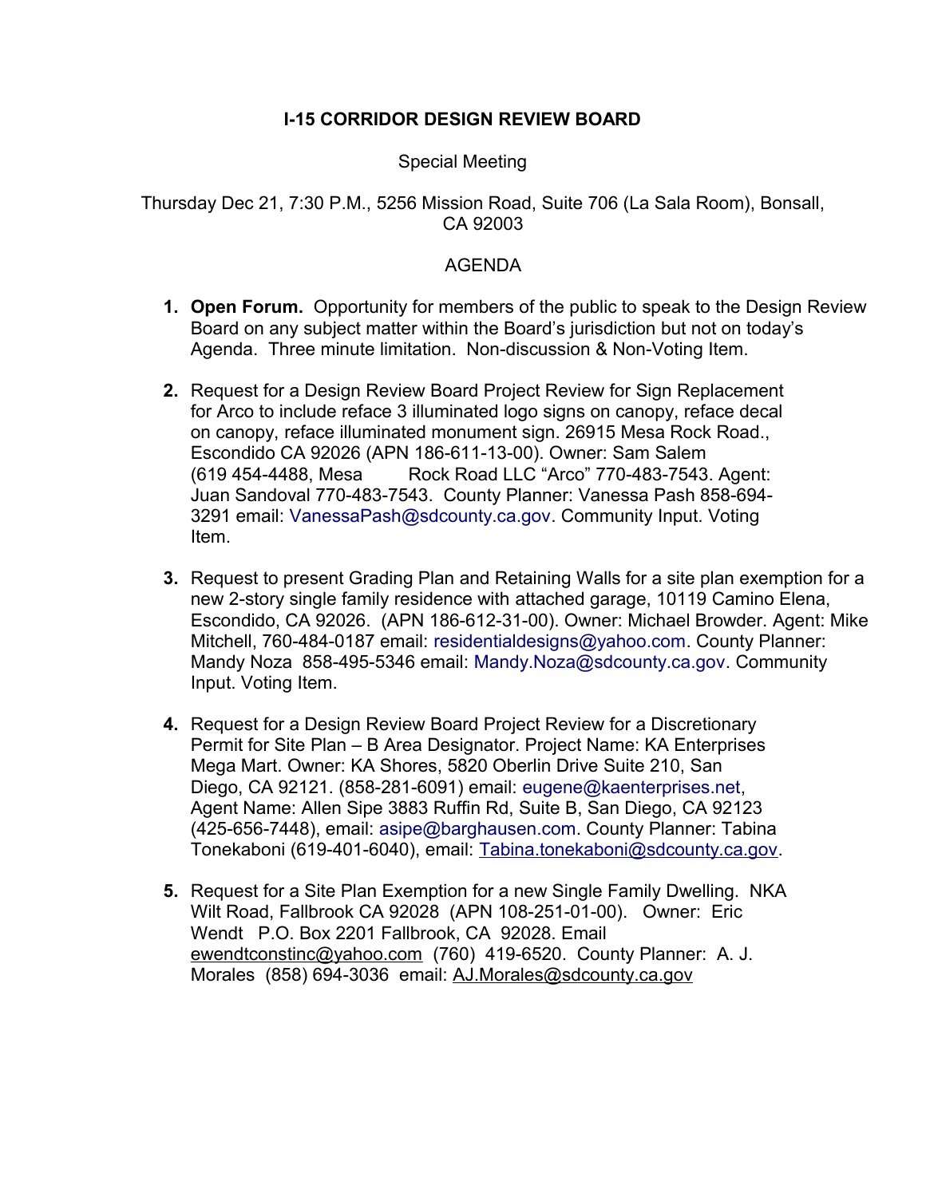**I-15 CORRIDOR DESIGN REVIEW BOARD**

Special Meeting

Thursday Dec 21, 7:30 P.M., 5256 Mission Road, Suite 706 (La Sala Room), Bonsall, CA 92003

AGENDA

1. **Open Forum.** Opportunity for members of the public to speak to the Design Review Board on any subject matter within the Board's jurisdiction but not on today's Agenda. Three minute limitation. Non-discussion & Non-Voting Item.

2. Request for a Design Review Board Project Review for Sign Replacement for Arco to include reface 3 illuminated logo signs on canopy, reface decal on canopy, reface illuminated monument sign. 26915 Mesa Rock Road., Escondido CA 92026 (APN 186-611-13-00). Owner: Sam Salem (619 454-4488, Mesa Rock Road LLC "Arco" 770-483-7543. Agent: Juan Sandoval 770-483-7543. County Planner: Vanessa Pash 858-694-3291 email: VanessaPash@sdcounty.ca.gov. Community Input. Voting Item.

3. Request to present Grading Plan and Retaining Walls for a site plan exemption for a new 2-story single family residence with attached garage, 10119 Camino Elena, Escondido, CA 92026. (APN 186-612-31-00). Owner: Michael Browder. Agent: Mike Mitchell, 760-484-0187 email: residentialdesigns@yahoo.com. County Planner: Mandy Noza 858-495-5346 email: Mandy.Noza@sdcounty.ca.gov. Community Input. Voting Item.

4. Request for a Design Review Board Project Review for a Discretionary Permit for Site Plan – B Area Designator. Project Name: KA Enterprises Mega Mart. Owner: KA Shores, 5820 Oberlin Drive Suite 210, San Diego, CA 92121. (858-281-6091) email: eugene@kaenterprises.net, Agent Name: Allen Sipe 3883 Ruffin Rd, Suite B, San Diego, CA 92123 (425-656-7448), email: asipe@barghausen.com. County Planner: Tabina Tonekaboni (619-401-6040), email: Tabina.tonekaboni@sdcounty.ca.gov.

5. Request for a Site Plan Exemption for a new Single Family Dwelling. NKA Wilt Road, Fallbrook CA 92028 (APN 108-251-01-00). Owner: Eric Wendt P.O. Box 2201 Fallbrook, CA 92028. Email ewendtconstinc@yahoo.com (760) 419-6520. County Planner: A. J. Morales (858) 694-3036 email: AJ.Morales@sdcounty.ca.gov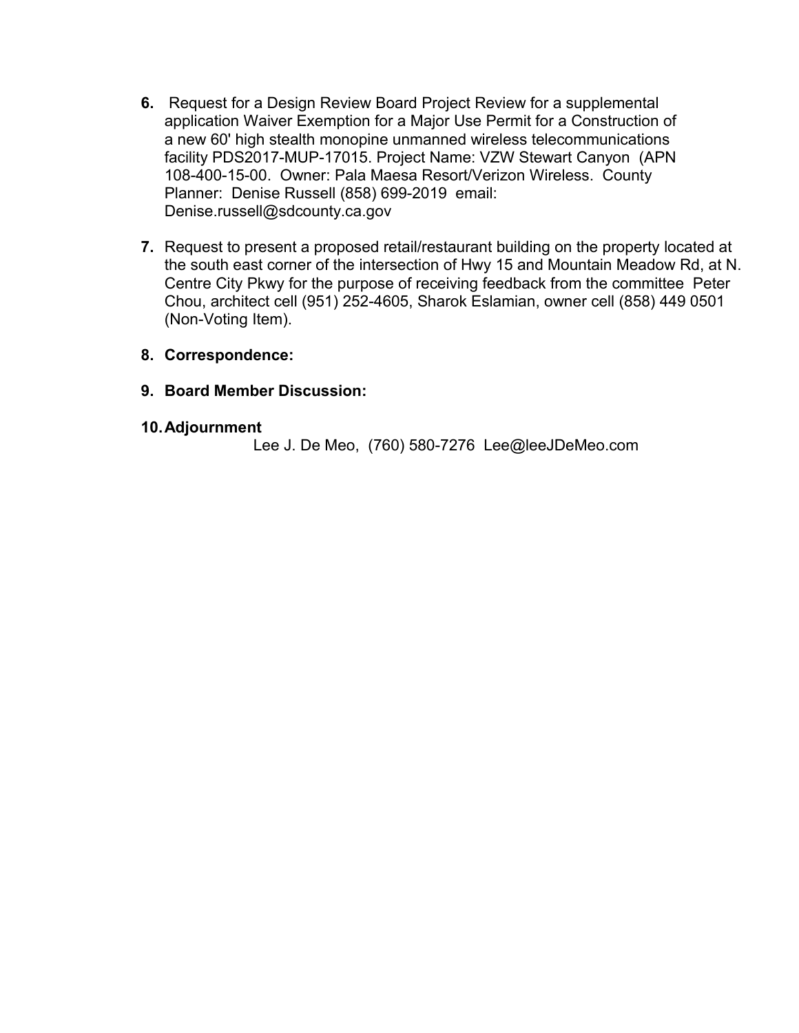6. Request for a Design Review Board Project Review for a supplemental application Waiver Exemption for a Major Use Permit for a Construction of a new 60' high stealth monopine unmanned wireless telecommunications facility PDS2017-MUP-17015. Project Name: VZW Stewart Canyon (APN 108-400-15-00. Owner: Pala Maesa Resort/Verizon Wireless. County Planner: Denise Russell (858) 699-2019 email: Denise.russell@sdcounty.ca.gov

7. Request to present a proposed retail/restaurant building on the property located at the south east corner of the intersection of Hwy 15 and Mountain Meadow Rd, at N. Centre City Pkwy for the purpose of receiving feedback from the committee Peter Chou, architect cell (951) 252-4605, Sharok Eslamian, owner cell (858) 449 0501 (Non-Voting Item).

8. **Correspondence:**

9. **Board Member Discussion:**

10. **Adjournment**

Lee J. De Meo, (760) 580-7276 Lee@leeJDeMeo.com